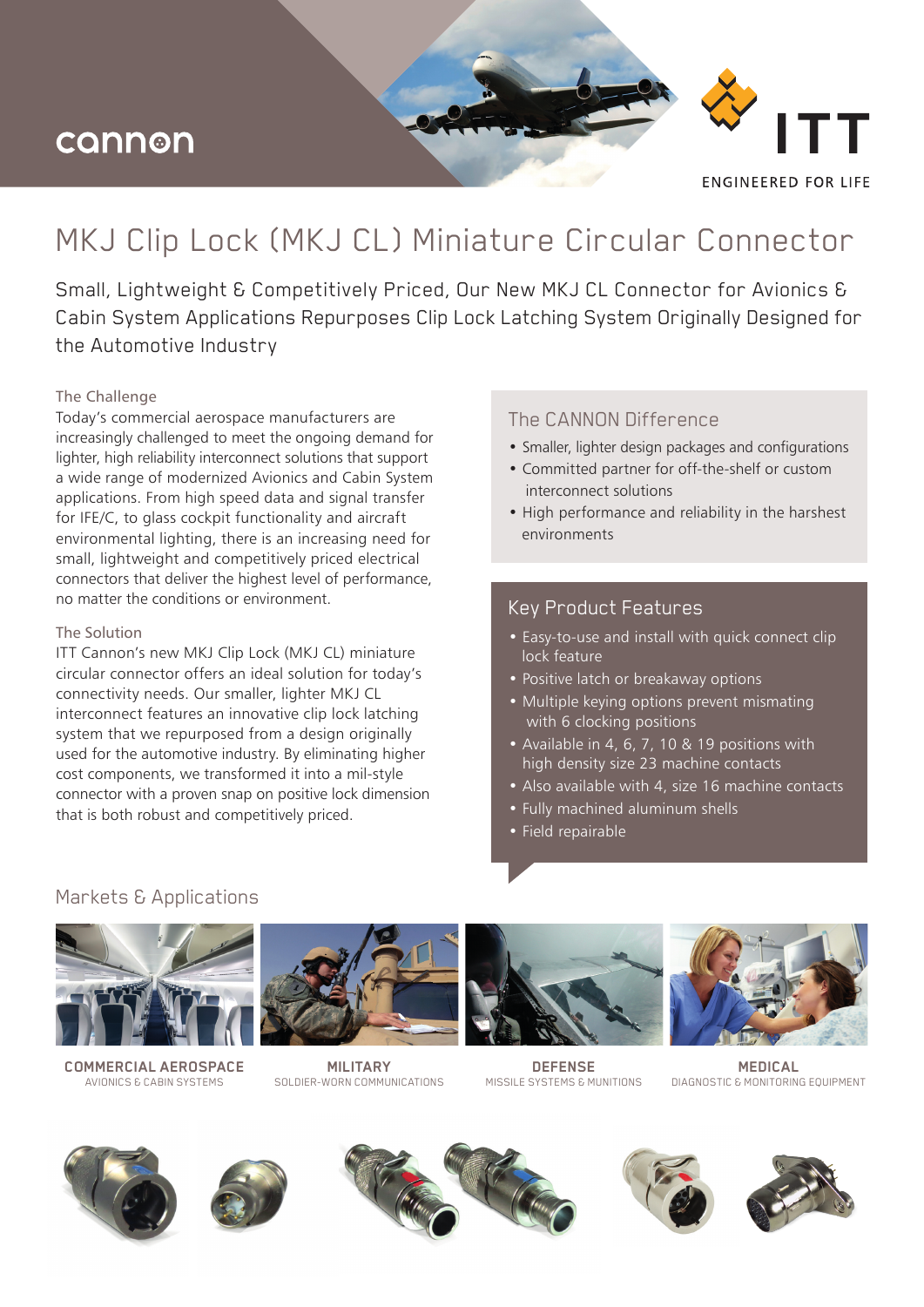cannon

ITT

ENGINEERED FOR LIFE

# MKJ Clip Lock (MKJ CL) Miniature Circular Connector

Small, Lightweight & Competitively Priced, Our New MKJ CL Connector for Avionics & Cabin System Applications Repurposes Clip Lock Latching System Originally Designed for the Automotive Industry

### The Challenge

Today's commercial aerospace manufacturers are increasingly challenged to meet the ongoing demand for lighter, high reliability interconnect solutions that support a wide range of modernized Avionics and Cabin System applications. From high speed data and signal transfer for IFE/C, to glass cockpit functionality and aircraft environmental lighting, there is an increasing need for small, lightweight and competitively priced electrical connectors that deliver the highest level of performance, no matter the conditions or environment.

### The Solution

ITT Cannon's new MKJ Clip Lock (MKJ CL) miniature circular connector offers an ideal solution for today's connectivity needs. Our smaller, lighter MKJ CL interconnect features an innovative clip lock latching system that we repurposed from a design originally used for the automotive industry. By eliminating higher cost components, we transformed it into a mil-style connector with a proven snap on positive lock dimension that is both robust and competitively priced.

## The CANNON Difference

- Smaller, lighter design packages and configurations
- Committed partner for off-the-shelf or custom interconnect solutions
- High performance and reliability in the harshest environments

## Key Product Features

- Easy-to-use and install with quick connect clip lock feature
- Positive latch or breakaway options
- Multiple keying options prevent mismating with 6 clocking positions
- Available in 4, 6, 7, 10 & 19 positions with high density size 23 machine contacts
- Also available with 4, size 16 machine contacts
- Fully machined aluminum shells
- Field repairable

## Markets & Applications

**COMMERCIAL AEROSPACE**
AVIONICS & CABIN SYSTEMS

**MILITARY**
SOLDIER-WORN COMMUNICATIONS

**DEFENSE**
MISSILE SYSTEMS & MUNITIONS

**MEDICAL**
DIAGNOSTIC & MONITORING EQUIPMENT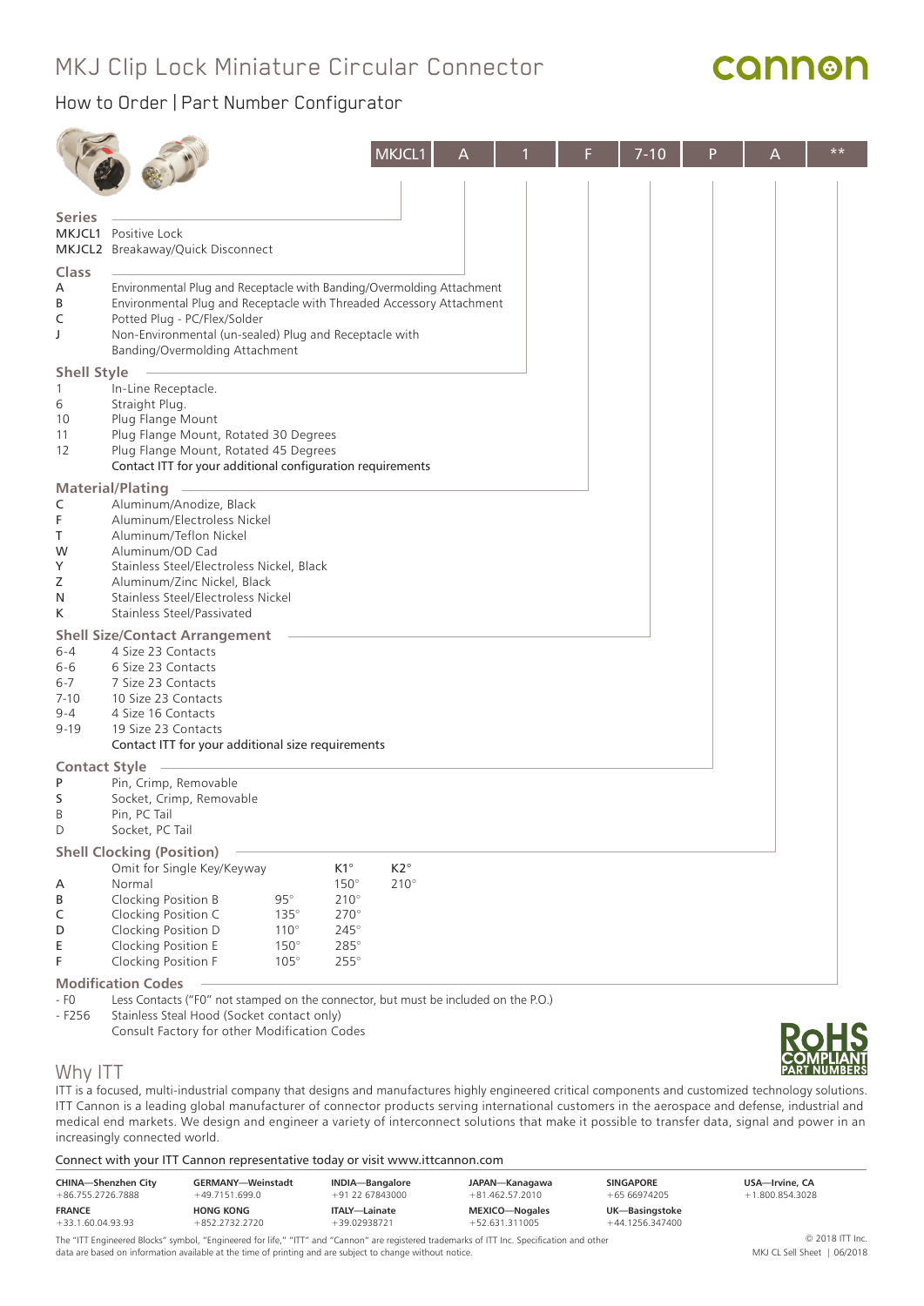# MKJ Clip Lock Miniature Circular Connector

## How to Order | Part Number Configurator

| MKJCL1 | A | 1 | F | 7-10 | P | A | ** |
|---|---|---|---|---|---|---|---|

### Series

| | |
|---|---|
| MKJCL1 | Positive Lock |
| MKJCL2 | Breakaway/Quick Disconnect |

### Class

| | |
|---|---|
| A | Environmental Plug and Receptacle with Banding/Overmolding Attachment |
| B | Environmental Plug and Receptacle with Threaded Accessory Attachment |
| C | Potted Plug - PC/Flex/Solder |
| J | Non-Environmental (un-sealed) Plug and Receptacle with Banding/Overmolding Attachment |

### Shell Style

| | |
|---|---|
| 1 | In-Line Receptacle. |
| 6 | Straight Plug. |
| 10 | Plug Flange Mount |
| 11 | Plug Flange Mount, Rotated 30 Degrees |
| 12 | Plug Flange Mount, Rotated 45 Degrees |
| | Contact ITT for your additional configuration requirements |

### Material/Plating

| | |
|---|---|
| C | Aluminum/Anodize, Black |
| F | Aluminum/Electroless Nickel |
| T | Aluminum/Teflon Nickel |
| W | Aluminum/OD Cad |
| Y | Stainless Steel/Electroless Nickel, Black |
| Z | Aluminum/Zinc Nickel, Black |
| N | Stainless Steel/Electroless Nickel |
| K | Stainless Steel/Passivated |

### Shell Size/Contact Arrangement

| | |
|---|---|
| 6-4 | 4 Size 23 Contacts |
| 6-6 | 6 Size 23 Contacts |
| 6-7 | 7 Size 23 Contacts |
| 7-10 | 10 Size 23 Contacts |
| 9-4 | 4 Size 16 Contacts |
| 9-19 | 19 Size 23 Contacts |
| | Contact ITT for your additional size requirements |

### Contact Style

| | |
|---|---|
| P | Pin, Crimp, Removable |
| S | Socket, Crimp, Removable |
| B | Pin, PC Tail |
| D | Socket, PC Tail |

### Shell Clocking (Position)

| | | | | |
|---|---|---|---|---|
| | Omit for Single Key/Keyway | | K1° | K2° |
| A | Normal | | 150° | 210° |
| B | Clocking Position B | 95° | 210° | |
| C | Clocking Position C | 135° | 270° | |
| D | Clocking Position D | 110° | 245° | |
| E | Clocking Position E | 150° | 285° | |
| F | Clocking Position F | 105° | 255° | |

### Modification Codes

| | |
|---|---|
| - F0 | Less Contacts ("F0" not stamped on the connector, but must be included on the P.O.) |
| - F256 | Stainless Steal Hood (Socket contact only) |
| | Consult Factory for other Modification Codes |

RoHS COMPLIANT PART NUMBERS

## Why ITT

ITT is a focused, multi-industrial company that designs and manufactures highly engineered critical components and customized technology solutions. ITT Cannon is a leading global manufacturer of connector products serving international customers in the aerospace and defense, industrial and medical end markets. We design and engineer a variety of interconnect solutions that make it possible to transfer data, signal and power in an increasingly connected world.

Connect with your ITT Cannon representative today or visit www.ittcannon.com

**CHINA—Shenzhen City** +86.755.2726.7888
**GERMANY—Weinstadt** +49.7151.699.0
**INDIA—Bangalore** +91 22 67843000
**JAPAN—Kanagawa** +81.462.57.2010
**SINGAPORE** +65 66974205
**USA—Irvine, CA** +1.800.854.3028
**FRANCE** +33.1.60.04.93.93
**HONG KONG** +852.2732.2720
**ITALY—Lainate** +39.02938721
**MEXICO—Nogales** +52.631.311005
**UK—Basingstoke** +44.1256.347400

The "ITT Engineered Blocks" symbol, "Engineered for life," "ITT" and "Cannon" are registered trademarks of ITT Inc. Specification and other data are based on information available at the time of printing and are subject to change without notice.

© 2018 ITT Inc.
MKJ CL Sell Sheet | 06/2018